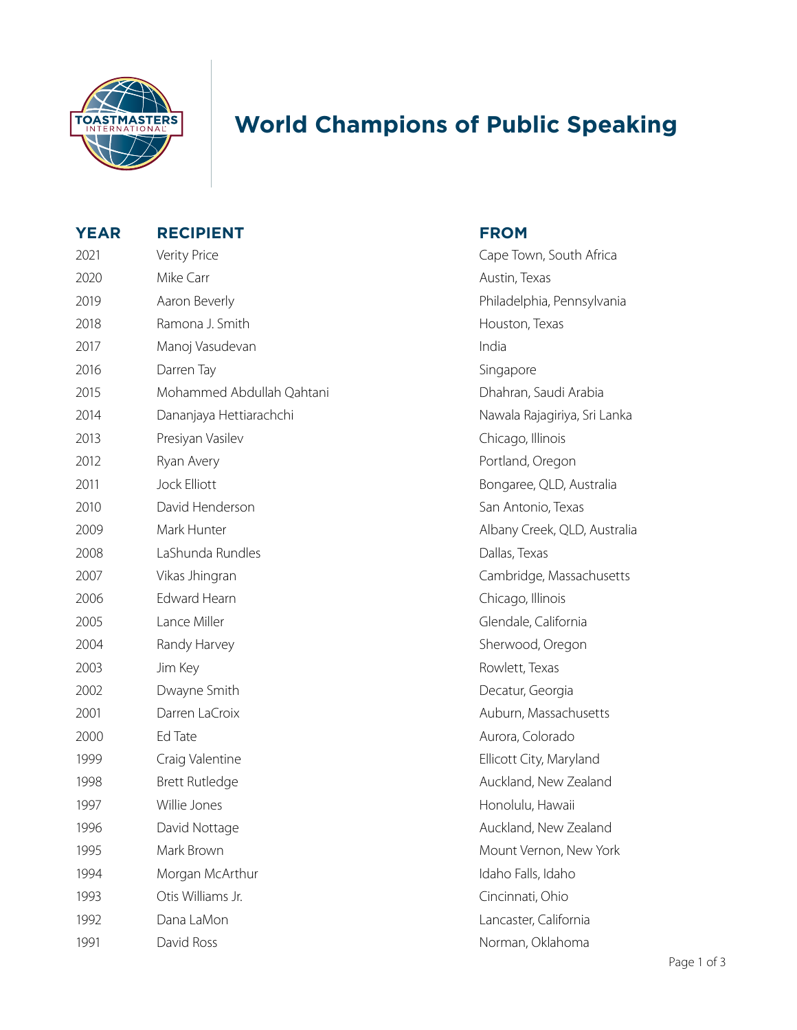# World Champions of Public Speaking

| YEAR | RECIPIENT | FROM |
|---|---|---|
| 2021 | Verity Price | Cape Town, South Africa |
| 2020 | Mike Carr | Austin, Texas |
| 2019 | Aaron Beverly | Philadelphia, Pennsylvania |
| 2018 | Ramona J. Smith | Houston, Texas |
| 2017 | Manoj Vasudevan | India |
| 2016 | Darren Tay | Singapore |
| 2015 | Mohammed Abdullah Qahtani | Dhahran, Saudi Arabia |
| 2014 | Dananjaya Hettiarachchi | Nawala Rajagiriya, Sri Lanka |
| 2013 | Presiyan Vasilev | Chicago, Illinois |
| 2012 | Ryan Avery | Portland, Oregon |
| 2011 | Jock Elliott | Bongaree, QLD, Australia |
| 2010 | David Henderson | San Antonio, Texas |
| 2009 | Mark Hunter | Albany Creek, QLD, Australia |
| 2008 | LaShunda Rundles | Dallas, Texas |
| 2007 | Vikas Jhingran | Cambridge, Massachusetts |
| 2006 | Edward Hearn | Chicago, Illinois |
| 2005 | Lance Miller | Glendale, California |
| 2004 | Randy Harvey | Sherwood, Oregon |
| 2003 | Jim Key | Rowlett, Texas |
| 2002 | Dwayne Smith | Decatur, Georgia |
| 2001 | Darren LaCroix | Auburn, Massachusetts |
| 2000 | Ed Tate | Aurora, Colorado |
| 1999 | Craig Valentine | Ellicott City, Maryland |
| 1998 | Brett Rutledge | Auckland, New Zealand |
| 1997 | Willie Jones | Honolulu, Hawaii |
| 1996 | David Nottage | Auckland, New Zealand |
| 1995 | Mark Brown | Mount Vernon, New York |
| 1994 | Morgan McArthur | Idaho Falls, Idaho |
| 1993 | Otis Williams Jr. | Cincinnati, Ohio |
| 1992 | Dana LaMon | Lancaster, California |
| 1991 | David Ross | Norman, Oklahoma |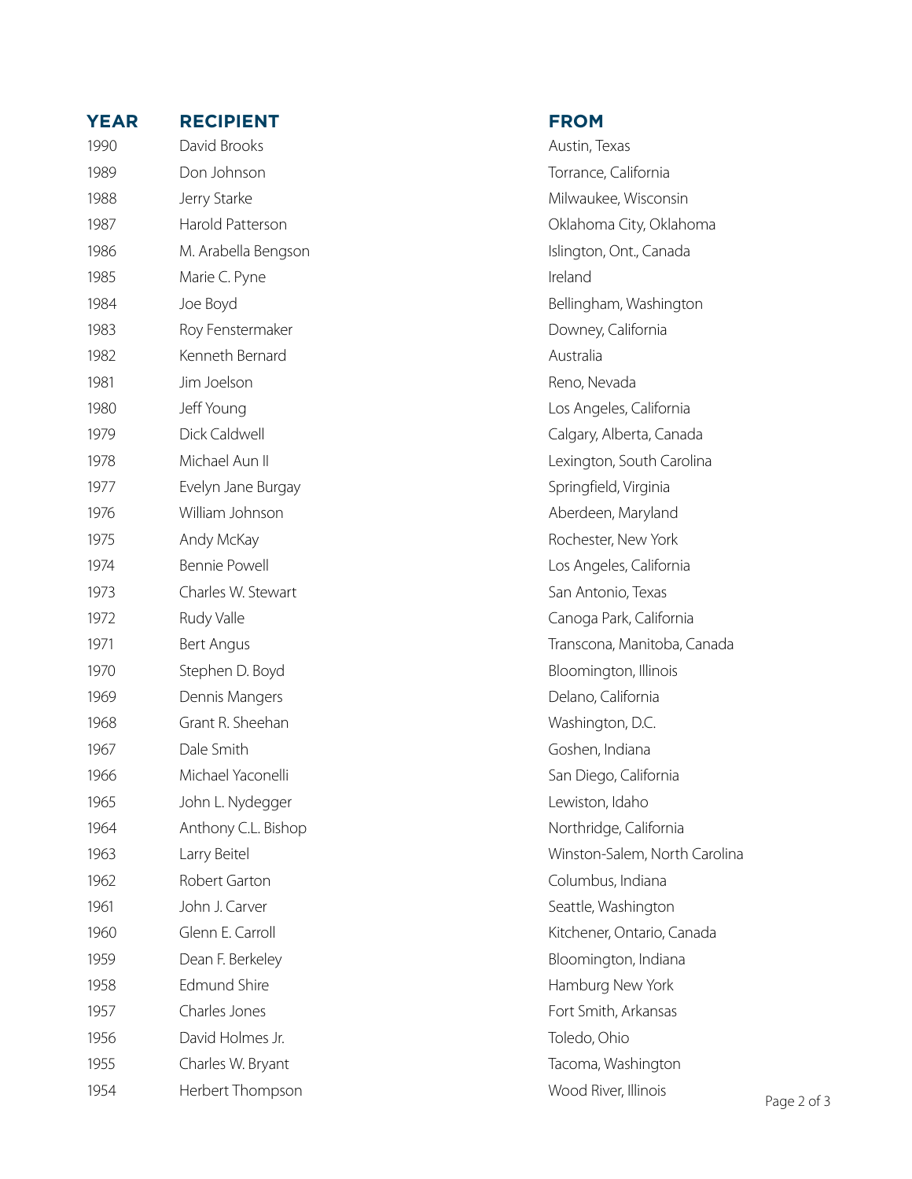| YEAR | RECIPIENT | FROM |
| --- | --- | --- |
| 1990 | David Brooks | Austin, Texas |
| 1989 | Don Johnson | Torrance, California |
| 1988 | Jerry Starke | Milwaukee, Wisconsin |
| 1987 | Harold Patterson | Oklahoma City, Oklahoma |
| 1986 | M. Arabella Bengson | Islington, Ont., Canada |
| 1985 | Marie C. Pyne | Ireland |
| 1984 | Joe Boyd | Bellingham, Washington |
| 1983 | Roy Fenstermaker | Downey, California |
| 1982 | Kenneth Bernard | Australia |
| 1981 | Jim Joelson | Reno, Nevada |
| 1980 | Jeff Young | Los Angeles, California |
| 1979 | Dick Caldwell | Calgary, Alberta, Canada |
| 1978 | Michael Aun II | Lexington, South Carolina |
| 1977 | Evelyn Jane Burgay | Springfield, Virginia |
| 1976 | William Johnson | Aberdeen, Maryland |
| 1975 | Andy McKay | Rochester, New York |
| 1974 | Bennie Powell | Los Angeles, California |
| 1973 | Charles W. Stewart | San Antonio, Texas |
| 1972 | Rudy Valle | Canoga Park, California |
| 1971 | Bert Angus | Transcona, Manitoba, Canada |
| 1970 | Stephen D. Boyd | Bloomington, Illinois |
| 1969 | Dennis Mangers | Delano, California |
| 1968 | Grant R. Sheehan | Washington, D.C. |
| 1967 | Dale Smith | Goshen, Indiana |
| 1966 | Michael Yaconelli | San Diego, California |
| 1965 | John L. Nydegger | Lewiston, Idaho |
| 1964 | Anthony C.L. Bishop | Northridge, California |
| 1963 | Larry Beitel | Winston-Salem, North Carolina |
| 1962 | Robert Garton | Columbus, Indiana |
| 1961 | John J. Carver | Seattle, Washington |
| 1960 | Glenn E. Carroll | Kitchener, Ontario, Canada |
| 1959 | Dean F. Berkeley | Bloomington, Indiana |
| 1958 | Edmund Shire | Hamburg New York |
| 1957 | Charles Jones | Fort Smith, Arkansas |
| 1956 | David Holmes Jr. | Toledo, Ohio |
| 1955 | Charles W. Bryant | Tacoma, Washington |
| 1954 | Herbert Thompson | Wood River, Illinois |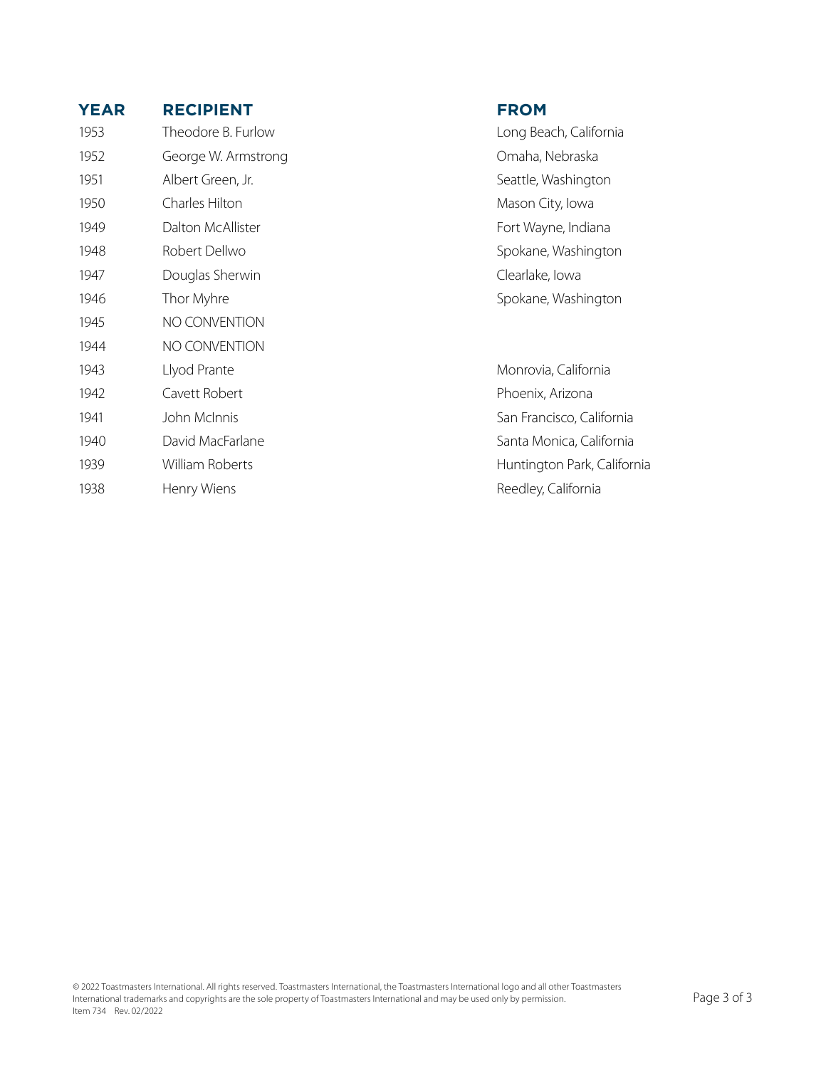| YEAR | RECIPIENT | FROM |
|---|---|---|
| 1953 | Theodore B. Furlow | Long Beach, California |
| 1952 | George W. Armstrong | Omaha, Nebraska |
| 1951 | Albert Green, Jr. | Seattle, Washington |
| 1950 | Charles Hilton | Mason City, Iowa |
| 1949 | Dalton McAllister | Fort Wayne, Indiana |
| 1948 | Robert Dellwo | Spokane, Washington |
| 1947 | Douglas Sherwin | Clearlake, Iowa |
| 1946 | Thor Myhre | Spokane, Washington |
| 1945 | NO CONVENTION | |
| 1944 | NO CONVENTION | |
| 1943 | Llyod Prante | Monrovia, California |
| 1942 | Cavett Robert | Phoenix, Arizona |
| 1941 | John McInnis | San Francisco, California |
| 1940 | David MacFarlane | Santa Monica, California |
| 1939 | William Roberts | Huntington Park, California |
| 1938 | Henry Wiens | Reedley, California |

© 2022 Toastmasters International. All rights reserved. Toastmasters International, the Toastmasters International logo and all other Toastmasters International trademarks and copyrights are the sole property of Toastmasters International and may be used only by permission.
Item 734 Rev. 02/2022